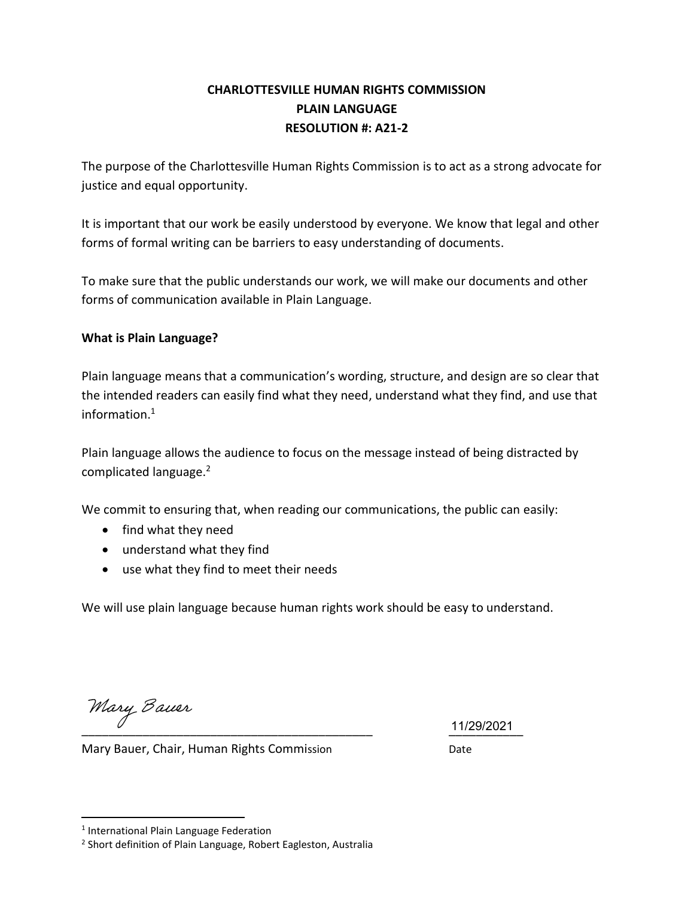# CHARLOTTESVILLE HUMAN RIGHTS COMMISSION
## PLAIN LANGUAGE
## RESOLUTION #: A21-2

The purpose of the Charlottesville Human Rights Commission is to act as a strong advocate for justice and equal opportunity.

It is important that our work be easily understood by everyone. We know that legal and other forms of formal writing can be barriers to easy understanding of documents.

To make sure that the public understands our work, we will make our documents and other forms of communication available in Plain Language.

**What is Plain Language?**

Plain language means that a communication's wording, structure, and design are so clear that the intended readers can easily find what they need, understand what they find, and use that information.[1]

Plain language allows the audience to focus on the message instead of being distracted by complicated language.[2]

We commit to ensuring that, when reading our communications, the public can easily:

- find what they need
- understand what they find
- use what they find to meet their needs

We will use plain language because human rights work should be easy to understand.

Mary Bauer
_____________________________________________ 11/29/2021

Mary Bauer, Chair, Human Rights Commission Date

---

[1] International Plain Language Federation

[2] Short definition of Plain Language, Robert Eagleston, Australia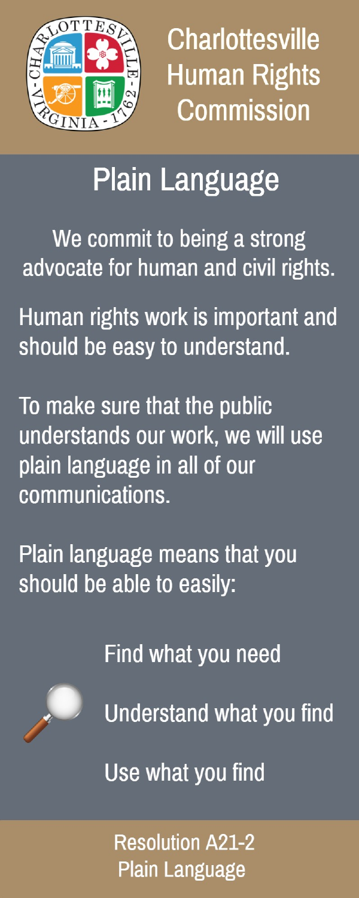# Charlottesville Human Rights Commission

## Plain Language

We commit to being a strong advocate for human and civil rights.

Human rights work is important and should be easy to understand.

To make sure that the public understands our work, we will use plain language in all of our communications.

Plain language means that you should be able to easily:

- Find what you need
- Understand what you find
- Use what you find

Resolution A21-2
Plain Language